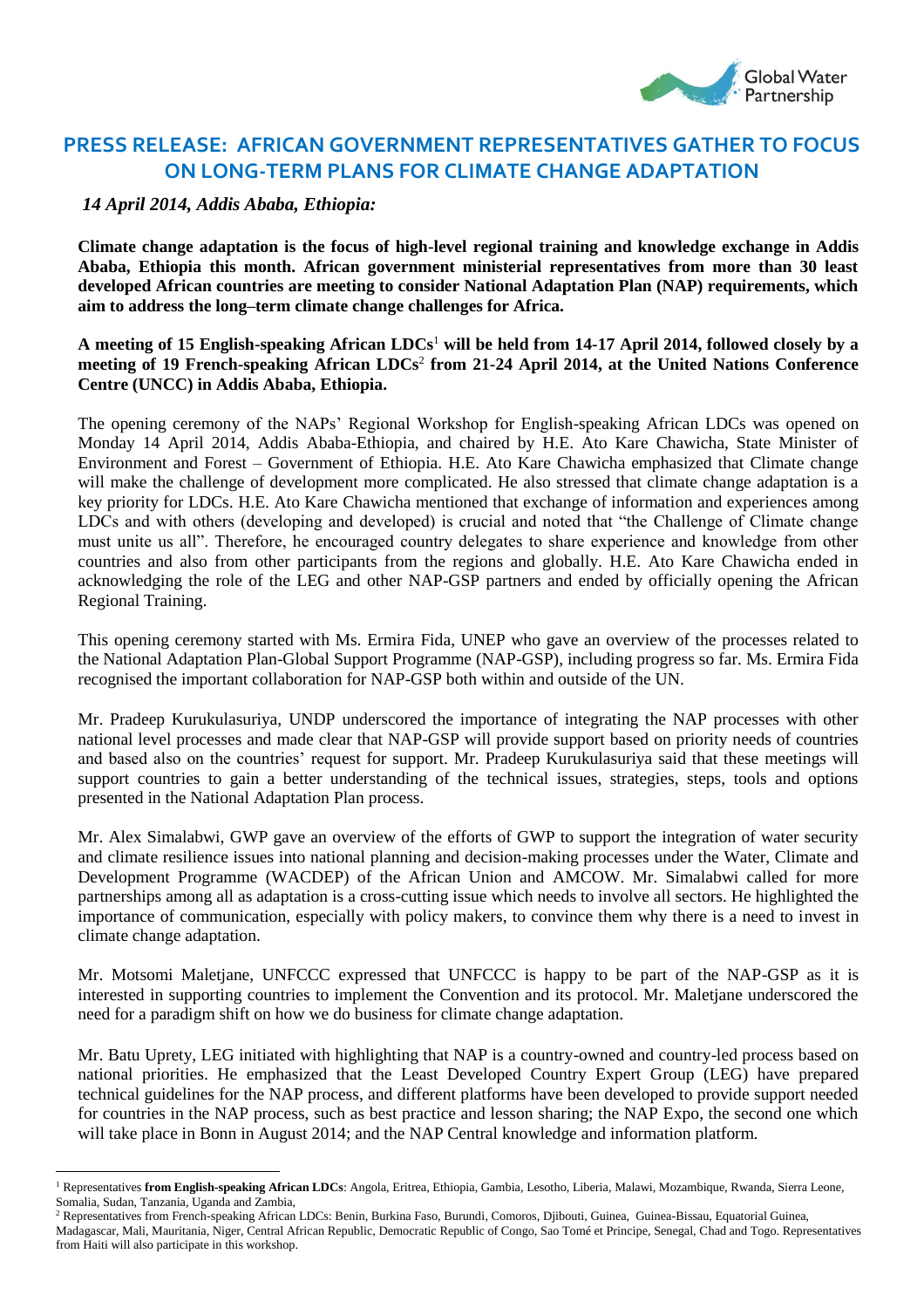# PRESS RELEASE: AFRICAN GOVERNMENT REPRESENTATIVES GATHER TO FOCUS ON LONG-TERM PLANS FOR CLIMATE CHANGE ADAPTATION

***14 April 2014, Addis Ababa, Ethiopia:***

**Climate change adaptation is the focus of high-level regional training and knowledge exchange in Addis Ababa, Ethiopia this month. African government ministerial representatives from more than 30 least developed African countries are meeting to consider National Adaptation Plan (NAP) requirements, which aim to address the long–term climate change challenges for Africa.**

**A meeting of 15 English-speaking African LDCs[1] will be held from 14-17 April 2014, followed closely by a meeting of 19 French-speaking African LDCs[2] from 21-24 April 2014, at the United Nations Conference Centre (UNCC) in Addis Ababa, Ethiopia.**

The opening ceremony of the NAPs' Regional Workshop for English-speaking African LDCs was opened on Monday 14 April 2014, Addis Ababa-Ethiopia, and chaired by H.E. Ato Kare Chawicha, State Minister of Environment and Forest – Government of Ethiopia. H.E. Ato Kare Chawicha emphasized that Climate change will make the challenge of development more complicated. He also stressed that climate change adaptation is a key priority for LDCs. H.E. Ato Kare Chawicha mentioned that exchange of information and experiences among LDCs and with others (developing and developed) is crucial and noted that "the Challenge of Climate change must unite us all". Therefore, he encouraged country delegates to share experience and knowledge from other countries and also from other participants from the regions and globally. H.E. Ato Kare Chawicha ended in acknowledging the role of the LEG and other NAP-GSP partners and ended by officially opening the African Regional Training.

This opening ceremony started with Ms. Ermira Fida, UNEP who gave an overview of the processes related to the National Adaptation Plan-Global Support Programme (NAP-GSP), including progress so far. Ms. Ermira Fida recognised the important collaboration for NAP-GSP both within and outside of the UN.

Mr. Pradeep Kurukulasuriya, UNDP underscored the importance of integrating the NAP processes with other national level processes and made clear that NAP-GSP will provide support based on priority needs of countries and based also on the countries' request for support. Mr. Pradeep Kurukulasuriya said that these meetings will support countries to gain a better understanding of the technical issues, strategies, steps, tools and options presented in the National Adaptation Plan process.

Mr. Alex Simalabwi, GWP gave an overview of the efforts of GWP to support the integration of water security and climate resilience issues into national planning and decision-making processes under the Water, Climate and Development Programme (WACDEP) of the African Union and AMCOW. Mr. Simalabwi called for more partnerships among all as adaptation is a cross-cutting issue which needs to involve all sectors. He highlighted the importance of communication, especially with policy makers, to convince them why there is a need to invest in climate change adaptation.

Mr. Motsomi Maletjane, UNFCCC expressed that UNFCCC is happy to be part of the NAP-GSP as it is interested in supporting countries to implement the Convention and its protocol. Mr. Maletjane underscored the need for a paradigm shift on how we do business for climate change adaptation.

Mr. Batu Uprety, LEG initiated with highlighting that NAP is a country-owned and country-led process based on national priorities. He emphasized that the Least Developed Country Expert Group (LEG) have prepared technical guidelines for the NAP process, and different platforms have been developed to provide support needed for countries in the NAP process, such as best practice and lesson sharing; the NAP Expo, the second one which will take place in Bonn in August 2014; and the NAP Central knowledge and information platform.

---

[1] Representatives **from English-speaking African LDCs**: Angola, Eritrea, Ethiopia, Gambia, Lesotho, Liberia, Malawi, Mozambique, Rwanda, Sierra Leone, Somalia, Sudan, Tanzania, Uganda and Zambia,

[2] Representatives from French-speaking African LDCs: Benin, Burkina Faso, Burundi, Comoros, Djibouti, Guinea, Guinea-Bissau, Equatorial Guinea, Madagascar, Mali, Mauritania, Niger, Central African Republic, Democratic Republic of Congo, Sao Tomé et Principe, Senegal, Chad and Togo. Representatives from Haiti will also participate in this workshop.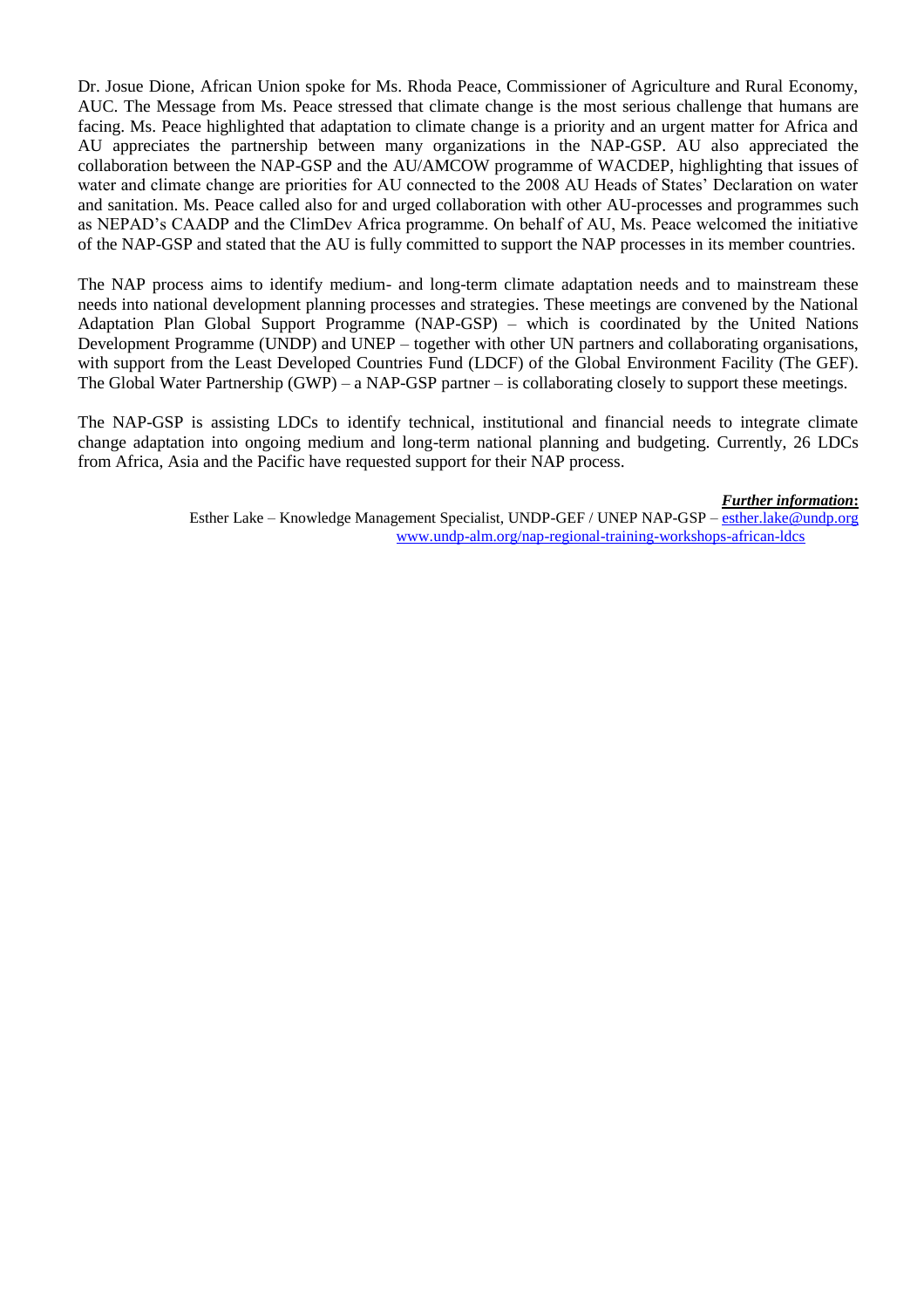Dr. Josue Dione, African Union spoke for Ms. Rhoda Peace, Commissioner of Agriculture and Rural Economy, AUC. The Message from Ms. Peace stressed that climate change is the most serious challenge that humans are facing. Ms. Peace highlighted that adaptation to climate change is a priority and an urgent matter for Africa and AU appreciates the partnership between many organizations in the NAP-GSP. AU also appreciated the collaboration between the NAP-GSP and the AU/AMCOW programme of WACDEP, highlighting that issues of water and climate change are priorities for AU connected to the 2008 AU Heads of States' Declaration on water and sanitation. Ms. Peace called also for and urged collaboration with other AU-processes and programmes such as NEPAD's CAADP and the ClimDev Africa programme. On behalf of AU, Ms. Peace welcomed the initiative of the NAP-GSP and stated that the AU is fully committed to support the NAP processes in its member countries.

The NAP process aims to identify medium- and long-term climate adaptation needs and to mainstream these needs into national development planning processes and strategies. These meetings are convened by the National Adaptation Plan Global Support Programme (NAP-GSP) – which is coordinated by the United Nations Development Programme (UNDP) and UNEP – together with other UN partners and collaborating organisations, with support from the Least Developed Countries Fund (LDCF) of the Global Environment Facility (The GEF). The Global Water Partnership (GWP) – a NAP-GSP partner – is collaborating closely to support these meetings.

The NAP-GSP is assisting LDCs to identify technical, institutional and financial needs to integrate climate change adaptation into ongoing medium and long-term national planning and budgeting. Currently, 26 LDCs from Africa, Asia and the Pacific have requested support for their NAP process.

***Further information*:**

Esther Lake – Knowledge Management Specialist, UNDP-GEF / UNEP NAP-GSP – esther.lake@undp.org
www.undp-alm.org/nap-regional-training-workshops-african-ldcs